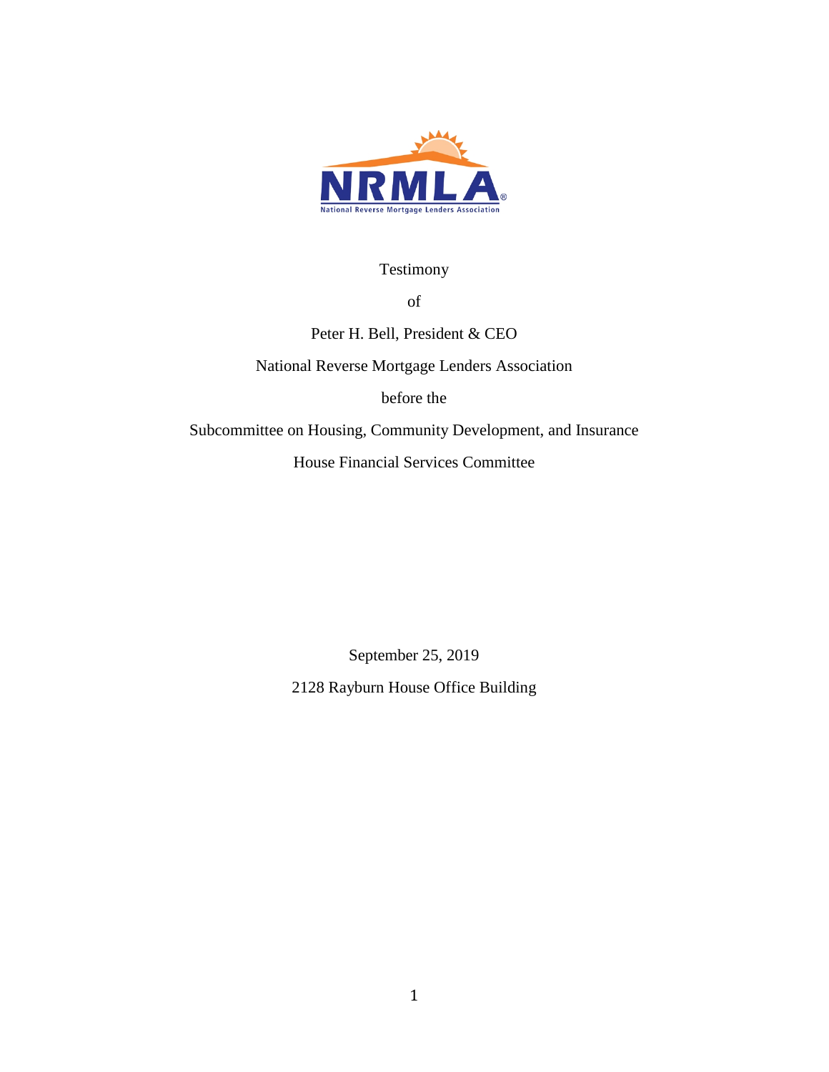NRMLA

National Reverse Mortgage Lenders Association

Testimony

of

Peter H. Bell, President & CEO

National Reverse Mortgage Lenders Association

before the

Subcommittee on Housing, Community Development, and Insurance

House Financial Services Committee

September 25, 2019

2128 Rayburn House Office Building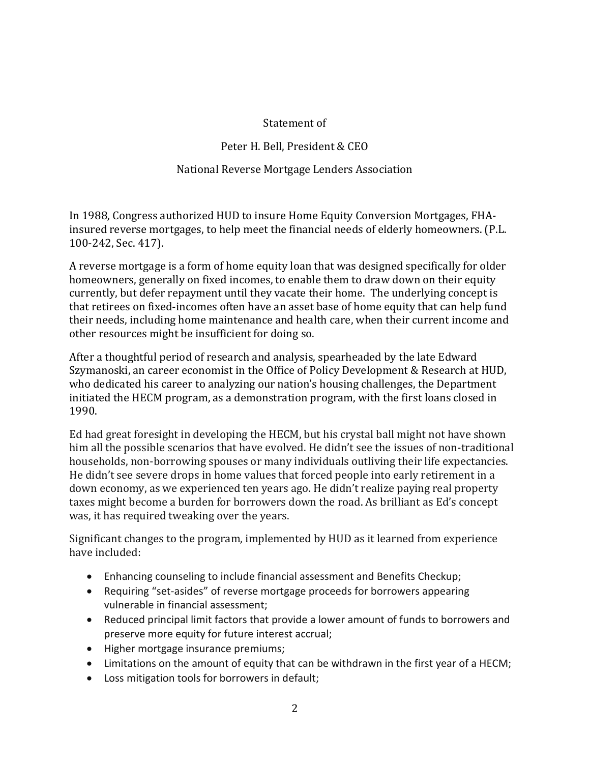Statement of

Peter H. Bell, President & CEO

National Reverse Mortgage Lenders Association

In 1988, Congress authorized HUD to insure Home Equity Conversion Mortgages, FHA-insured reverse mortgages, to help meet the financial needs of elderly homeowners. (P.L. 100-242, Sec. 417).

A reverse mortgage is a form of home equity loan that was designed specifically for older homeowners, generally on fixed incomes, to enable them to draw down on their equity currently, but defer repayment until they vacate their home. The underlying concept is that retirees on fixed-incomes often have an asset base of home equity that can help fund their needs, including home maintenance and health care, when their current income and other resources might be insufficient for doing so.

After a thoughtful period of research and analysis, spearheaded by the late Edward Szymanoski, an career economist in the Office of Policy Development & Research at HUD, who dedicated his career to analyzing our nation's housing challenges, the Department initiated the HECM program, as a demonstration program, with the first loans closed in 1990.

Ed had great foresight in developing the HECM, but his crystal ball might not have shown him all the possible scenarios that have evolved. He didn't see the issues of non-traditional households, non-borrowing spouses or many individuals outliving their life expectancies. He didn't see severe drops in home values that forced people into early retirement in a down economy, as we experienced ten years ago. He didn't realize paying real property taxes might become a burden for borrowers down the road. As brilliant as Ed's concept was, it has required tweaking over the years.

Significant changes to the program, implemented by HUD as it learned from experience have included:

- Enhancing counseling to include financial assessment and Benefits Checkup;
- Requiring "set-asides" of reverse mortgage proceeds for borrowers appearing vulnerable in financial assessment;
- Reduced principal limit factors that provide a lower amount of funds to borrowers and preserve more equity for future interest accrual;
- Higher mortgage insurance premiums;
- Limitations on the amount of equity that can be withdrawn in the first year of a HECM;
- Loss mitigation tools for borrowers in default;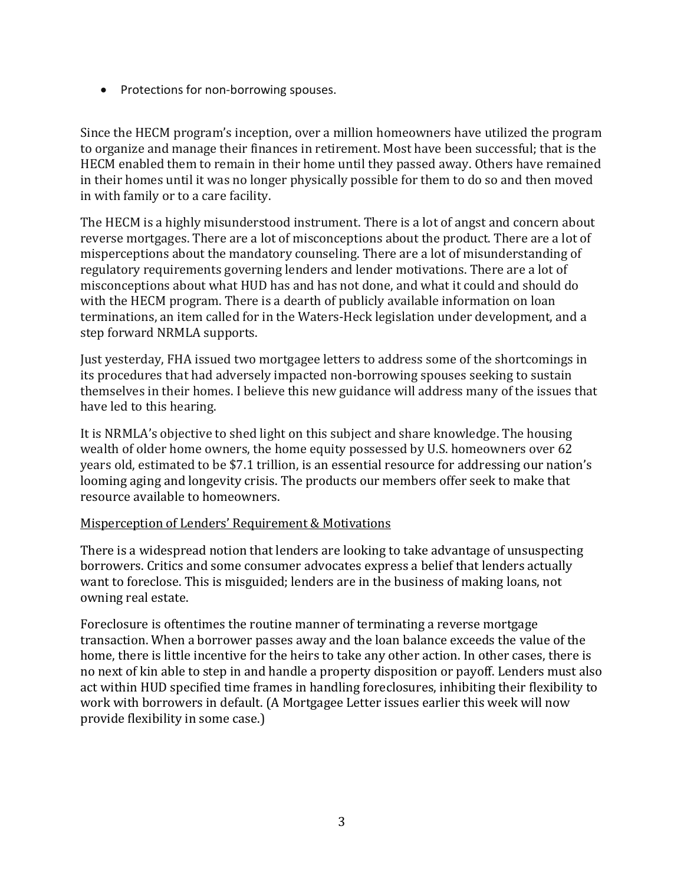- Protections for non-borrowing spouses.

Since the HECM program's inception, over a million homeowners have utilized the program to organize and manage their finances in retirement. Most have been successful; that is the HECM enabled them to remain in their home until they passed away. Others have remained in their homes until it was no longer physically possible for them to do so and then moved in with family or to a care facility.

The HECM is a highly misunderstood instrument. There is a lot of angst and concern about reverse mortgages. There are a lot of misconceptions about the product. There are a lot of misperceptions about the mandatory counseling. There are a lot of misunderstanding of regulatory requirements governing lenders and lender motivations. There are a lot of misconceptions about what HUD has and has not done, and what it could and should do with the HECM program. There is a dearth of publicly available information on loan terminations, an item called for in the Waters-Heck legislation under development, and a step forward NRMLA supports.

Just yesterday, FHA issued two mortgagee letters to address some of the shortcomings in its procedures that had adversely impacted non-borrowing spouses seeking to sustain themselves in their homes. I believe this new guidance will address many of the issues that have led to this hearing.

It is NRMLA's objective to shed light on this subject and share knowledge. The housing wealth of older home owners, the home equity possessed by U.S. homeowners over 62 years old, estimated to be $7.1 trillion, is an essential resource for addressing our nation's looming aging and longevity crisis. The products our members offer seek to make that resource available to homeowners.

<u>Misperception of Lenders' Requirement & Motivations</u>

There is a widespread notion that lenders are looking to take advantage of unsuspecting borrowers. Critics and some consumer advocates express a belief that lenders actually want to foreclose. This is misguided; lenders are in the business of making loans, not owning real estate.

Foreclosure is oftentimes the routine manner of terminating a reverse mortgage transaction. When a borrower passes away and the loan balance exceeds the value of the home, there is little incentive for the heirs to take any other action. In other cases, there is no next of kin able to step in and handle a property disposition or payoff. Lenders must also act within HUD specified time frames in handling foreclosures, inhibiting their flexibility to work with borrowers in default. (A Mortgagee Letter issues earlier this week will now provide flexibility in some case.)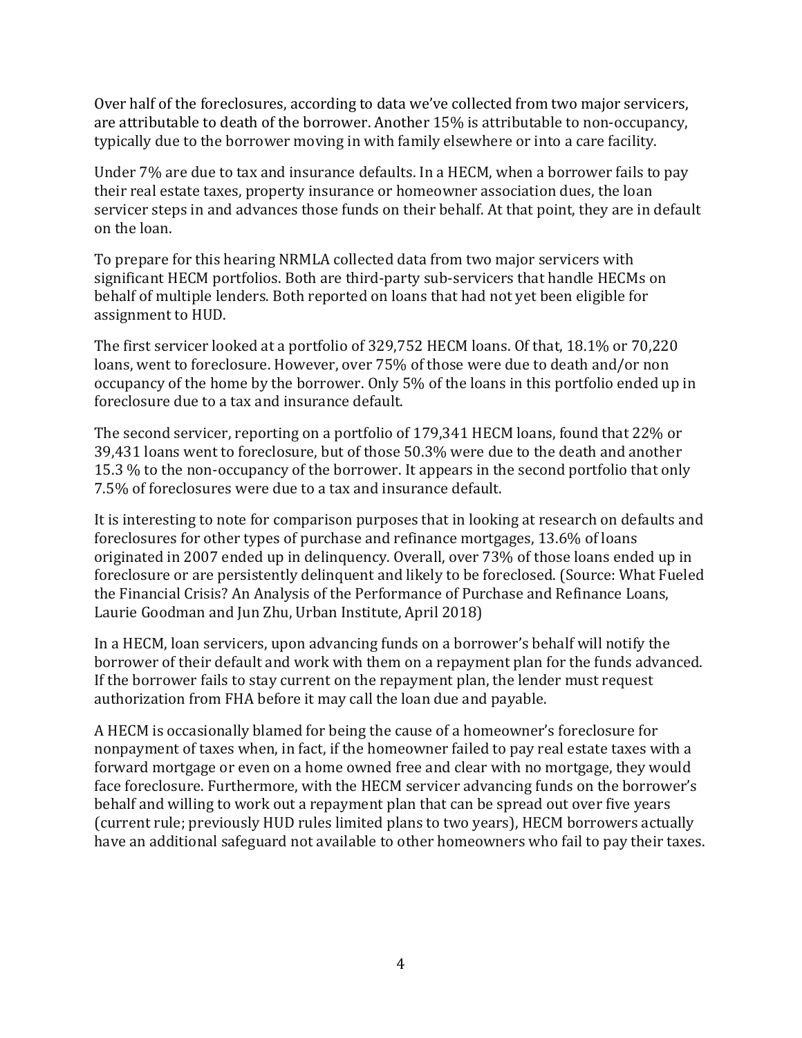Over half of the foreclosures, according to data we've collected from two major servicers, are attributable to death of the borrower. Another 15% is attributable to non-occupancy, typically due to the borrower moving in with family elsewhere or into a care facility.

Under 7% are due to tax and insurance defaults. In a HECM, when a borrower fails to pay their real estate taxes, property insurance or homeowner association dues, the loan servicer steps in and advances those funds on their behalf. At that point, they are in default on the loan.

To prepare for this hearing NRMLA collected data from two major servicers with significant HECM portfolios. Both are third-party sub-servicers that handle HECMs on behalf of multiple lenders. Both reported on loans that had not yet been eligible for assignment to HUD.

The first servicer looked at a portfolio of 329,752 HECM loans. Of that, 18.1% or 70,220 loans, went to foreclosure. However, over 75% of those were due to death and/or non occupancy of the home by the borrower. Only 5% of the loans in this portfolio ended up in foreclosure due to a tax and insurance default.

The second servicer, reporting on a portfolio of 179,341 HECM loans, found that 22% or 39,431 loans went to foreclosure, but of those 50.3% were due to the death and another 15.3 % to the non-occupancy of the borrower. It appears in the second portfolio that only 7.5% of foreclosures were due to a tax and insurance default.

It is interesting to note for comparison purposes that in looking at research on defaults and foreclosures for other types of purchase and refinance mortgages, 13.6% of loans originated in 2007 ended up in delinquency. Overall, over 73% of those loans ended up in foreclosure or are persistently delinquent and likely to be foreclosed. (Source: What Fueled the Financial Crisis? An Analysis of the Performance of Purchase and Refinance Loans, Laurie Goodman and Jun Zhu, Urban Institute, April 2018)

In a HECM, loan servicers, upon advancing funds on a borrower's behalf will notify the borrower of their default and work with them on a repayment plan for the funds advanced. If the borrower fails to stay current on the repayment plan, the lender must request authorization from FHA before it may call the loan due and payable.

A HECM is occasionally blamed for being the cause of a homeowner's foreclosure for nonpayment of taxes when, in fact, if the homeowner failed to pay real estate taxes with a forward mortgage or even on a home owned free and clear with no mortgage, they would face foreclosure. Furthermore, with the HECM servicer advancing funds on the borrower's behalf and willing to work out a repayment plan that can be spread out over five years (current rule; previously HUD rules limited plans to two years), HECM borrowers actually have an additional safeguard not available to other homeowners who fail to pay their taxes.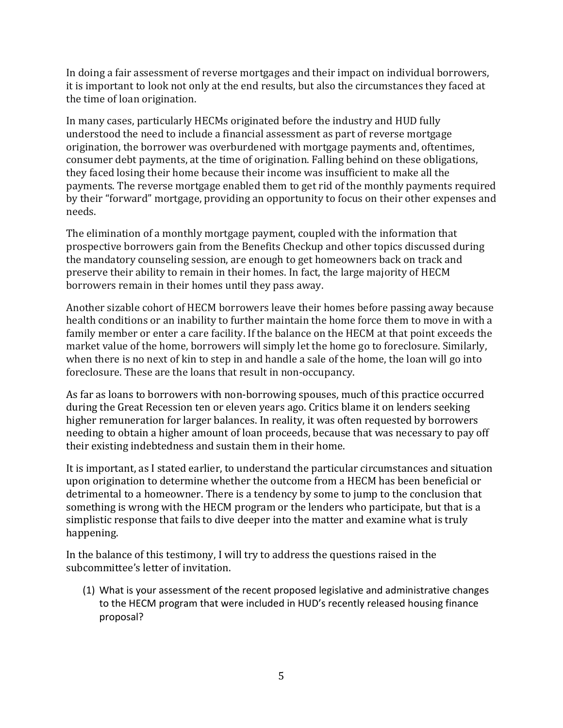In doing a fair assessment of reverse mortgages and their impact on individual borrowers, it is important to look not only at the end results, but also the circumstances they faced at the time of loan origination.

In many cases, particularly HECMs originated before the industry and HUD fully understood the need to include a financial assessment as part of reverse mortgage origination, the borrower was overburdened with mortgage payments and, oftentimes, consumer debt payments, at the time of origination. Falling behind on these obligations, they faced losing their home because their income was insufficient to make all the payments. The reverse mortgage enabled them to get rid of the monthly payments required by their "forward" mortgage, providing an opportunity to focus on their other expenses and needs.

The elimination of a monthly mortgage payment, coupled with the information that prospective borrowers gain from the Benefits Checkup and other topics discussed during the mandatory counseling session, are enough to get homeowners back on track and preserve their ability to remain in their homes. In fact, the large majority of HECM borrowers remain in their homes until they pass away.

Another sizable cohort of HECM borrowers leave their homes before passing away because health conditions or an inability to further maintain the home force them to move in with a family member or enter a care facility. If the balance on the HECM at that point exceeds the market value of the home, borrowers will simply let the home go to foreclosure. Similarly, when there is no next of kin to step in and handle a sale of the home, the loan will go into foreclosure. These are the loans that result in non-occupancy.

As far as loans to borrowers with non-borrowing spouses, much of this practice occurred during the Great Recession ten or eleven years ago. Critics blame it on lenders seeking higher remuneration for larger balances. In reality, it was often requested by borrowers needing to obtain a higher amount of loan proceeds, because that was necessary to pay off their existing indebtedness and sustain them in their home.

It is important, as I stated earlier, to understand the particular circumstances and situation upon origination to determine whether the outcome from a HECM has been beneficial or detrimental to a homeowner. There is a tendency by some to jump to the conclusion that something is wrong with the HECM program or the lenders who participate, but that is a simplistic response that fails to dive deeper into the matter and examine what is truly happening.

In the balance of this testimony, I will try to address the questions raised in the subcommittee's letter of invitation.

(1) What is your assessment of the recent proposed legislative and administrative changes to the HECM program that were included in HUD's recently released housing finance proposal?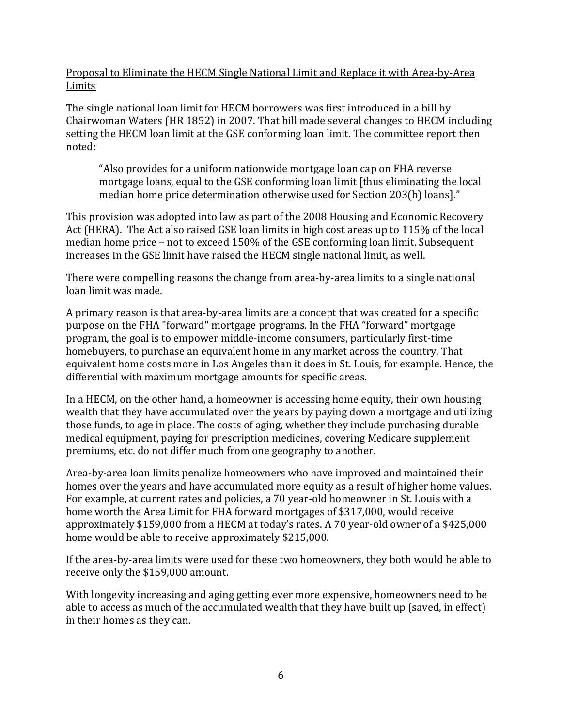<u>Proposal to Eliminate the HECM Single National Limit and Replace it with Area-by-Area Limits</u>

The single national loan limit for HECM borrowers was first introduced in a bill by Chairwoman Waters (HR 1852) in 2007. That bill made several changes to HECM including setting the HECM loan limit at the GSE conforming loan limit. The committee report then noted:

> "Also provides for a uniform nationwide mortgage loan cap on FHA reverse mortgage loans, equal to the GSE conforming loan limit [thus eliminating the local median home price determination otherwise used for Section 203(b) loans]."

This provision was adopted into law as part of the 2008 Housing and Economic Recovery Act (HERA). The Act also raised GSE loan limits in high cost areas up to 115% of the local median home price – not to exceed 150% of the GSE conforming loan limit. Subsequent increases in the GSE limit have raised the HECM single national limit, as well.

There were compelling reasons the change from area-by-area limits to a single national loan limit was made.

A primary reason is that area-by-area limits are a concept that was created for a specific purpose on the FHA "forward" mortgage programs. In the FHA "forward" mortgage program, the goal is to empower middle-income consumers, particularly first-time homebuyers, to purchase an equivalent home in any market across the country. That equivalent home costs more in Los Angeles than it does in St. Louis, for example. Hence, the differential with maximum mortgage amounts for specific areas.

In a HECM, on the other hand, a homeowner is accessing home equity, their own housing wealth that they have accumulated over the years by paying down a mortgage and utilizing those funds, to age in place. The costs of aging, whether they include purchasing durable medical equipment, paying for prescription medicines, covering Medicare supplement premiums, etc. do not differ much from one geography to another.

Area-by-area loan limits penalize homeowners who have improved and maintained their homes over the years and have accumulated more equity as a result of higher home values. For example, at current rates and policies, a 70 year-old homeowner in St. Louis with a home worth the Area Limit for FHA forward mortgages of $317,000, would receive approximately $159,000 from a HECM at today's rates. A 70 year-old owner of a $425,000 home would be able to receive approximately $215,000.

If the area-by-area limits were used for these two homeowners, they both would be able to receive only the $159,000 amount.

With longevity increasing and aging getting ever more expensive, homeowners need to be able to access as much of the accumulated wealth that they have built up (saved, in effect) in their homes as they can.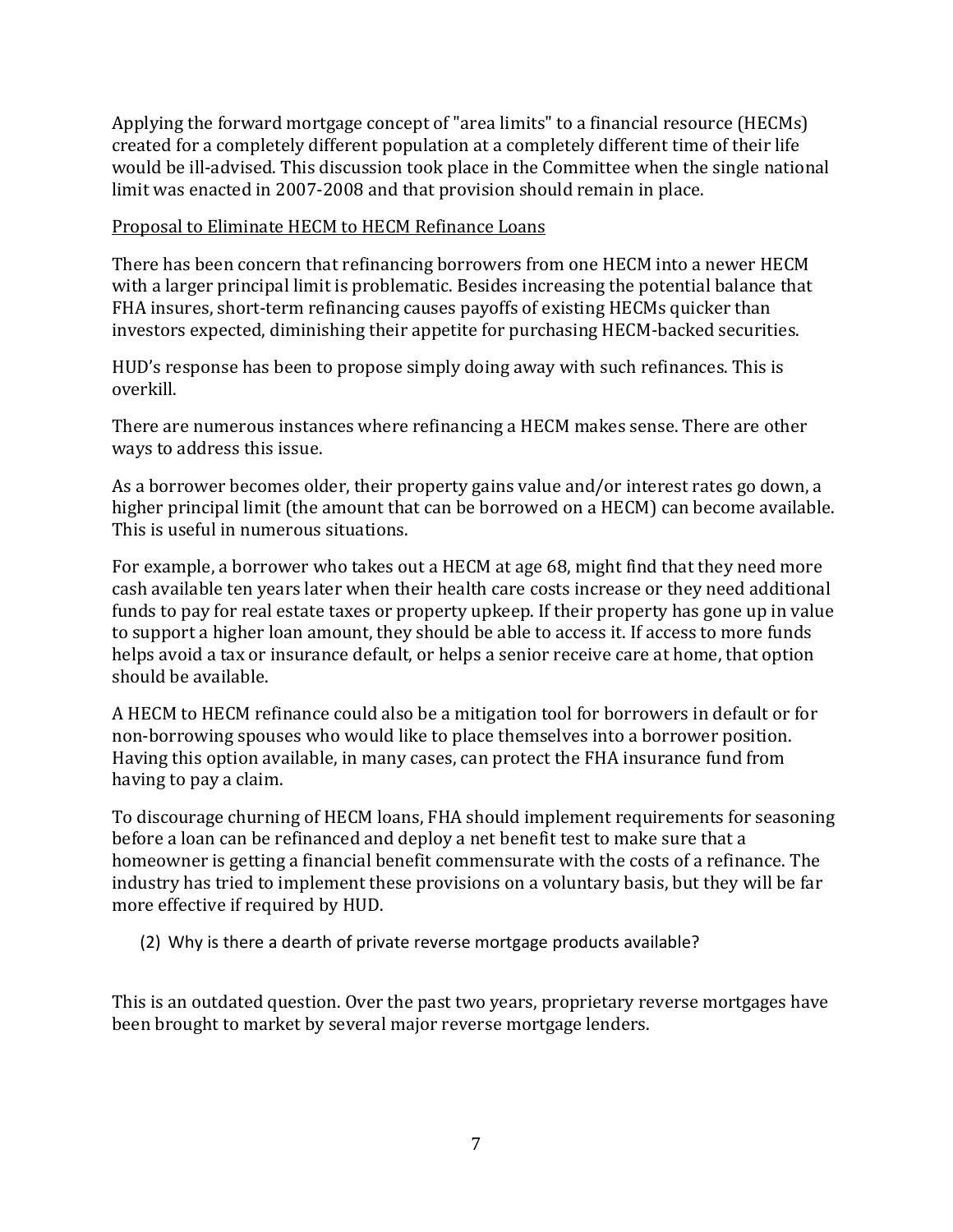Applying the forward mortgage concept of "area limits" to a financial resource (HECMs) created for a completely different population at a completely different time of their life would be ill-advised. This discussion took place in the Committee when the single national limit was enacted in 2007-2008 and that provision should remain in place.

<u>Proposal to Eliminate HECM to HECM Refinance Loans</u>

There has been concern that refinancing borrowers from one HECM into a newer HECM with a larger principal limit is problematic. Besides increasing the potential balance that FHA insures, short-term refinancing causes payoffs of existing HECMs quicker than investors expected, diminishing their appetite for purchasing HECM-backed securities.

HUD's response has been to propose simply doing away with such refinances. This is overkill.

There are numerous instances where refinancing a HECM makes sense. There are other ways to address this issue.

As a borrower becomes older, their property gains value and/or interest rates go down, a higher principal limit (the amount that can be borrowed on a HECM) can become available. This is useful in numerous situations.

For example, a borrower who takes out a HECM at age 68, might find that they need more cash available ten years later when their health care costs increase or they need additional funds to pay for real estate taxes or property upkeep. If their property has gone up in value to support a higher loan amount, they should be able to access it. If access to more funds helps avoid a tax or insurance default, or helps a senior receive care at home, that option should be available.

A HECM to HECM refinance could also be a mitigation tool for borrowers in default or for non-borrowing spouses who would like to place themselves into a borrower position. Having this option available, in many cases, can protect the FHA insurance fund from having to pay a claim.

To discourage churning of HECM loans, FHA should implement requirements for seasoning before a loan can be refinanced and deploy a net benefit test to make sure that a homeowner is getting a financial benefit commensurate with the costs of a refinance. The industry has tried to implement these provisions on a voluntary basis, but they will be far more effective if required by HUD.

(2) Why is there a dearth of private reverse mortgage products available?

This is an outdated question. Over the past two years, proprietary reverse mortgages have been brought to market by several major reverse mortgage lenders.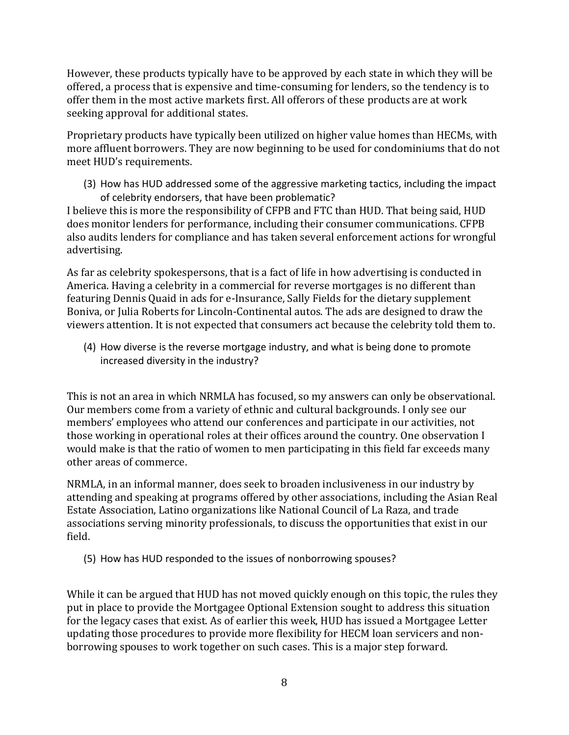However, these products typically have to be approved by each state in which they will be offered, a process that is expensive and time-consuming for lenders, so the tendency is to offer them in the most active markets first. All offerors of these products are at work seeking approval for additional states.

Proprietary products have typically been utilized on higher value homes than HECMs, with more affluent borrowers. They are now beginning to be used for condominiums that do not meet HUD's requirements.

(3) How has HUD addressed some of the aggressive marketing tactics, including the impact of celebrity endorsers, that have been problematic?

I believe this is more the responsibility of CFPB and FTC than HUD. That being said, HUD does monitor lenders for performance, including their consumer communications. CFPB also audits lenders for compliance and has taken several enforcement actions for wrongful advertising.

As far as celebrity spokespersons, that is a fact of life in how advertising is conducted in America. Having a celebrity in a commercial for reverse mortgages is no different than featuring Dennis Quaid in ads for e-Insurance, Sally Fields for the dietary supplement Boniva, or Julia Roberts for Lincoln-Continental autos. The ads are designed to draw the viewers attention. It is not expected that consumers act because the celebrity told them to.

(4) How diverse is the reverse mortgage industry, and what is being done to promote increased diversity in the industry?

This is not an area in which NRMLA has focused, so my answers can only be observational. Our members come from a variety of ethnic and cultural backgrounds. I only see our members' employees who attend our conferences and participate in our activities, not those working in operational roles at their offices around the country. One observation I would make is that the ratio of women to men participating in this field far exceeds many other areas of commerce.

NRMLA, in an informal manner, does seek to broaden inclusiveness in our industry by attending and speaking at programs offered by other associations, including the Asian Real Estate Association, Latino organizations like National Council of La Raza, and trade associations serving minority professionals, to discuss the opportunities that exist in our field.

(5) How has HUD responded to the issues of nonborrowing spouses?

While it can be argued that HUD has not moved quickly enough on this topic, the rules they put in place to provide the Mortgagee Optional Extension sought to address this situation for the legacy cases that exist. As of earlier this week, HUD has issued a Mortgagee Letter updating those procedures to provide more flexibility for HECM loan servicers and non-borrowing spouses to work together on such cases. This is a major step forward.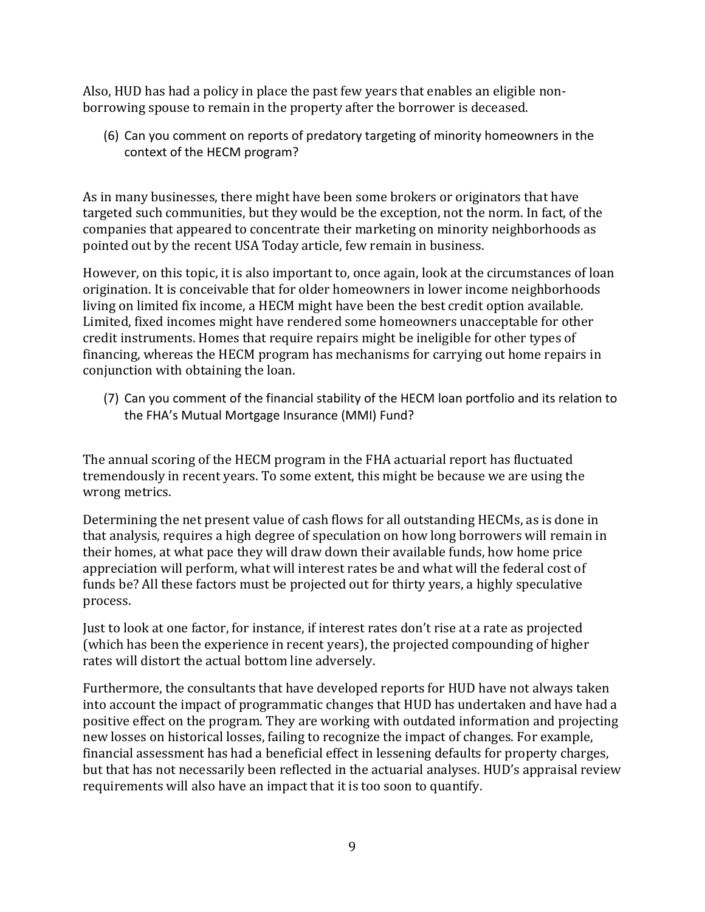Also, HUD has had a policy in place the past few years that enables an eligible non-borrowing spouse to remain in the property after the borrower is deceased.

(6) Can you comment on reports of predatory targeting of minority homeowners in the context of the HECM program?

As in many businesses, there might have been some brokers or originators that have targeted such communities, but they would be the exception, not the norm. In fact, of the companies that appeared to concentrate their marketing on minority neighborhoods as pointed out by the recent USA Today article, few remain in business.

However, on this topic, it is also important to, once again, look at the circumstances of loan origination. It is conceivable that for older homeowners in lower income neighborhoods living on limited fix income, a HECM might have been the best credit option available. Limited, fixed incomes might have rendered some homeowners unacceptable for other credit instruments. Homes that require repairs might be ineligible for other types of financing, whereas the HECM program has mechanisms for carrying out home repairs in conjunction with obtaining the loan.

(7) Can you comment of the financial stability of the HECM loan portfolio and its relation to the FHA's Mutual Mortgage Insurance (MMI) Fund?

The annual scoring of the HECM program in the FHA actuarial report has fluctuated tremendously in recent years. To some extent, this might be because we are using the wrong metrics.

Determining the net present value of cash flows for all outstanding HECMs, as is done in that analysis, requires a high degree of speculation on how long borrowers will remain in their homes, at what pace they will draw down their available funds, how home price appreciation will perform, what will interest rates be and what will the federal cost of funds be? All these factors must be projected out for thirty years, a highly speculative process.

Just to look at one factor, for instance, if interest rates don't rise at a rate as projected (which has been the experience in recent years), the projected compounding of higher rates will distort the actual bottom line adversely.

Furthermore, the consultants that have developed reports for HUD have not always taken into account the impact of programmatic changes that HUD has undertaken and have had a positive effect on the program. They are working with outdated information and projecting new losses on historical losses, failing to recognize the impact of changes. For example, financial assessment has had a beneficial effect in lessening defaults for property charges, but that has not necessarily been reflected in the actuarial analyses. HUD's appraisal review requirements will also have an impact that it is too soon to quantify.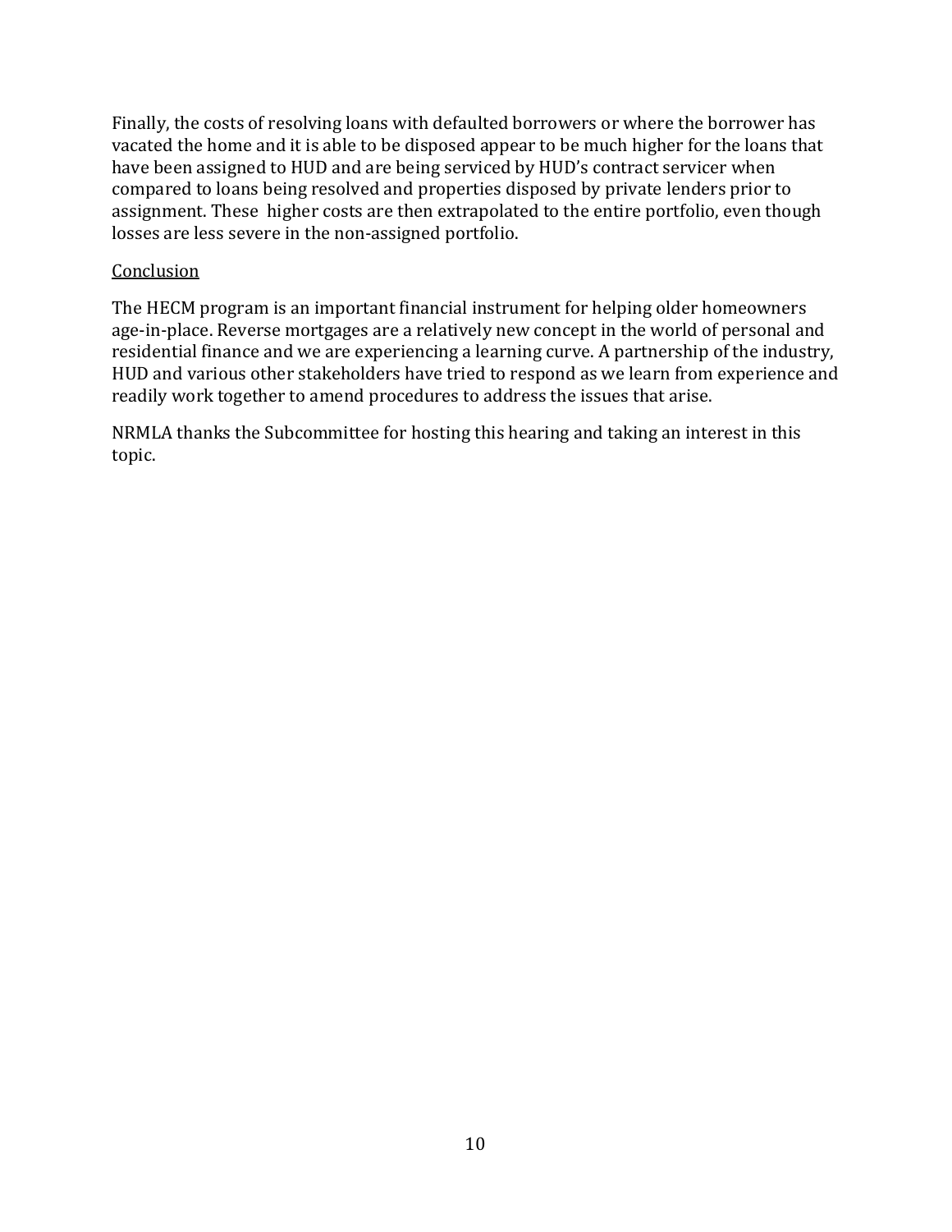Finally, the costs of resolving loans with defaulted borrowers or where the borrower has vacated the home and it is able to be disposed appear to be much higher for the loans that have been assigned to HUD and are being serviced by HUD's contract servicer when compared to loans being resolved and properties disposed by private lenders prior to assignment. These higher costs are then extrapolated to the entire portfolio, even though losses are less severe in the non-assigned portfolio.

Conclusion

The HECM program is an important financial instrument for helping older homeowners age-in-place. Reverse mortgages are a relatively new concept in the world of personal and residential finance and we are experiencing a learning curve. A partnership of the industry, HUD and various other stakeholders have tried to respond as we learn from experience and readily work together to amend procedures to address the issues that arise.

NRMLA thanks the Subcommittee for hosting this hearing and taking an interest in this topic.